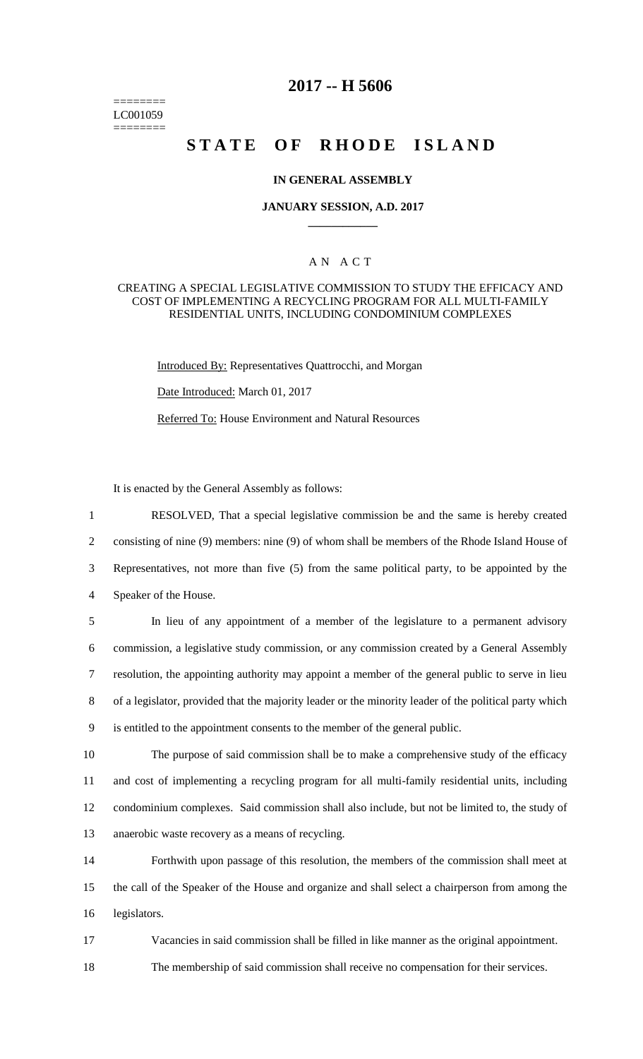========
LC001059
========

# 2017 -- H 5606

# STATE OF RHODE ISLAND

### IN GENERAL ASSEMBLY

### JANUARY SESSION, A.D. 2017

## A N A C T

CREATING A SPECIAL LEGISLATIVE COMMISSION TO STUDY THE EFFICACY AND COST OF IMPLEMENTING A RECYCLING PROGRAM FOR ALL MULTI-FAMILY RESIDENTIAL UNITS, INCLUDING CONDOMINIUM COMPLEXES

Introduced By: Representatives Quattrocchi, and Morgan

Date Introduced: March 01, 2017

Referred To: House Environment and Natural Resources

It is enacted by the General Assembly as follows:

1 RESOLVED, That a special legislative commission be and the same is hereby created
2 consisting of nine (9) members: nine (9) of whom shall be members of the Rhode Island House of
3 Representatives, not more than five (5) from the same political party, to be appointed by the
4 Speaker of the House.

5 In lieu of any appointment of a member of the legislature to a permanent advisory
6 commission, a legislative study commission, or any commission created by a General Assembly
7 resolution, the appointing authority may appoint a member of the general public to serve in lieu
8 of a legislator, provided that the majority leader or the minority leader of the political party which
9 is entitled to the appointment consents to the member of the general public.

10 The purpose of said commission shall be to make a comprehensive study of the efficacy
11 and cost of implementing a recycling program for all multi-family residential units, including
12 condominium complexes. Said commission shall also include, but not be limited to, the study of
13 anaerobic waste recovery as a means of recycling.

14 Forthwith upon passage of this resolution, the members of the commission shall meet at
15 the call of the Speaker of the House and organize and shall select a chairperson from among the
16 legislators.

17 Vacancies in said commission shall be filled in like manner as the original appointment.

18 The membership of said commission shall receive no compensation for their services.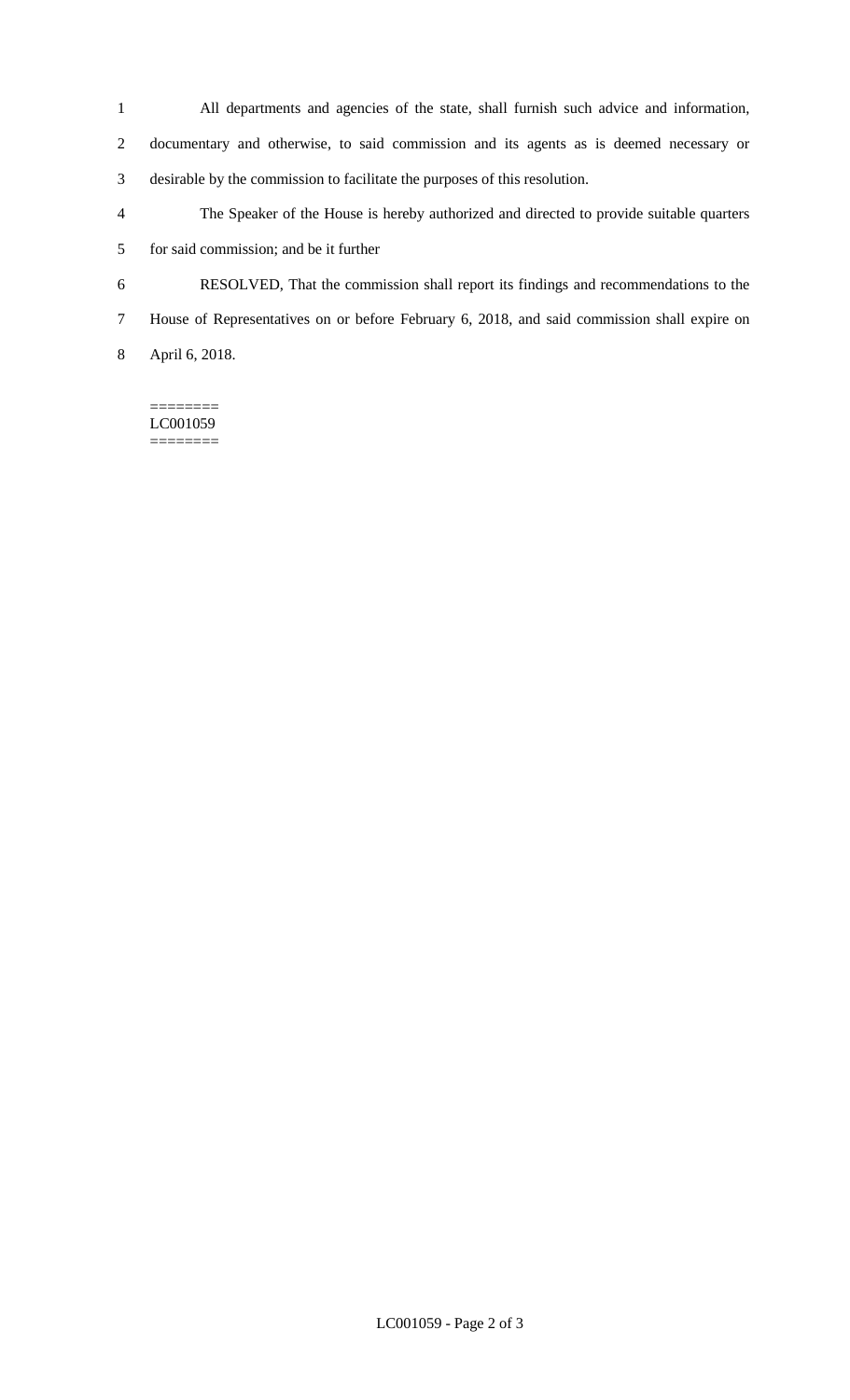All departments and agencies of the state, shall furnish such advice and information, documentary and otherwise, to said commission and its agents as is deemed necessary or desirable by the commission to facilitate the purposes of this resolution.

The Speaker of the House is hereby authorized and directed to provide suitable quarters for said commission; and be it further

RESOLVED, That the commission shall report its findings and recommendations to the House of Representatives on or before February 6, 2018, and said commission shall expire on April 6, 2018.

========
LC001059
========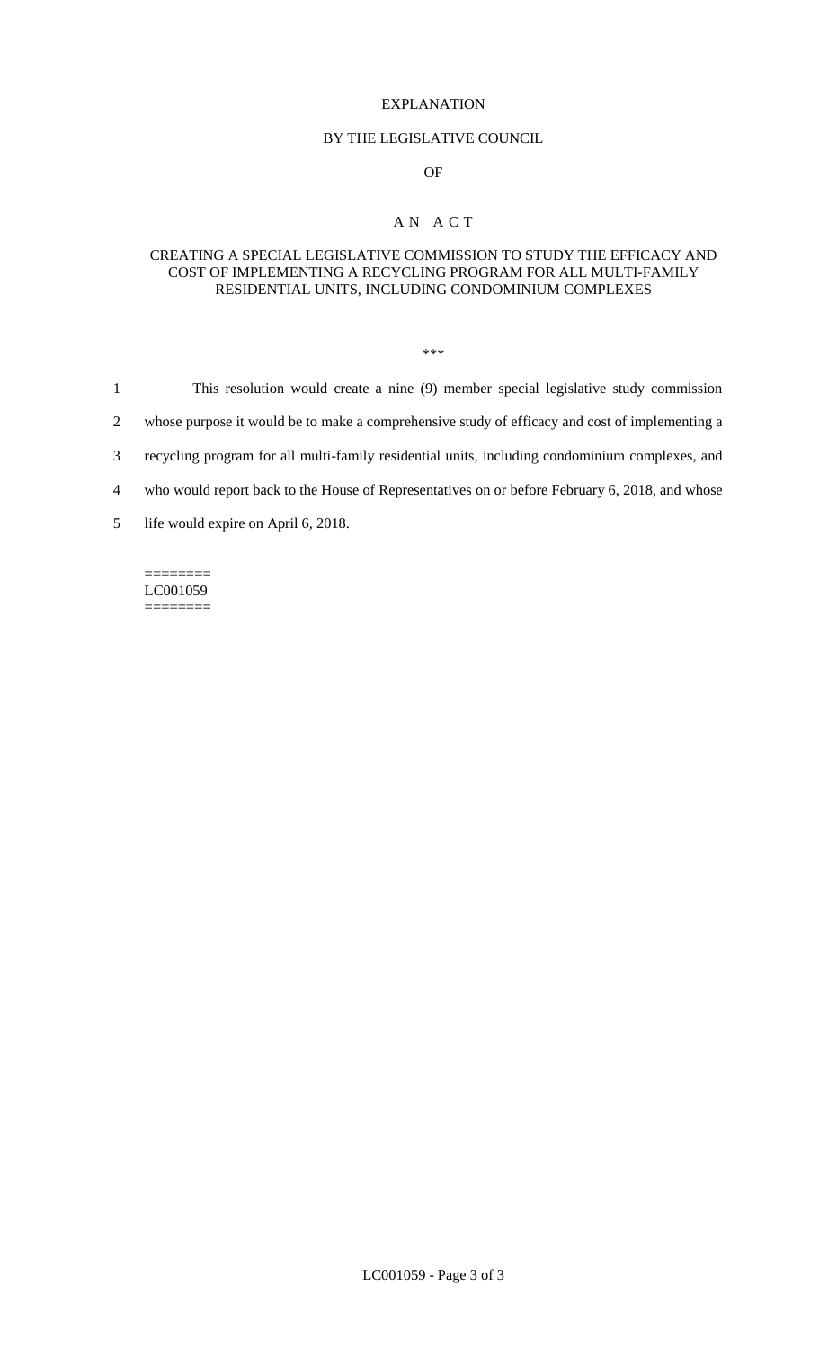EXPLANATION

BY THE LEGISLATIVE COUNCIL

OF

# A N A C T

CREATING A SPECIAL LEGISLATIVE COMMISSION TO STUDY THE EFFICACY AND COST OF IMPLEMENTING A RECYCLING PROGRAM FOR ALL MULTI-FAMILY RESIDENTIAL UNITS, INCLUDING CONDOMINIUM COMPLEXES

\*\*\*

1 This resolution would create a nine (9) member special legislative study commission
2 whose purpose it would be to make a comprehensive study of efficacy and cost of implementing a
3 recycling program for all multi-family residential units, including condominium complexes, and
4 who would report back to the House of Representatives on or before February 6, 2018, and whose
5 life would expire on April 6, 2018.

========
LC001059
========